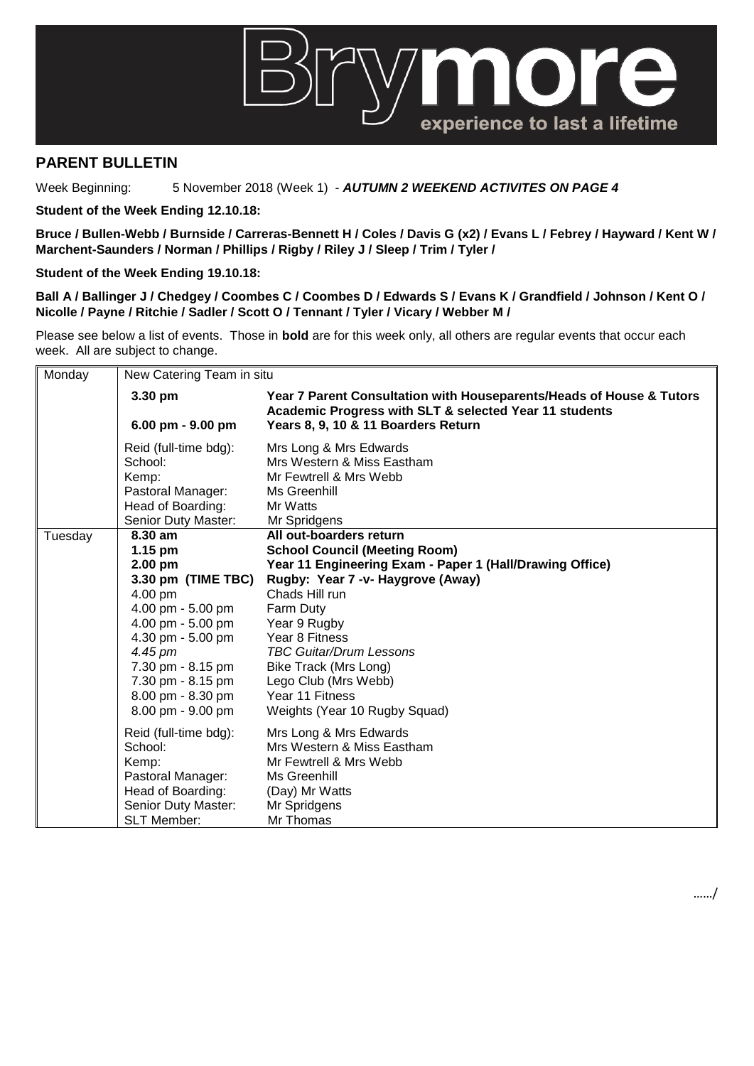Brymore

experience to last a lifetime

## PARENT BULLETIN

Week Beginning: 5 November 2018 (Week 1) - ***AUTUMN 2 WEEKEND ACTIVITES ON PAGE 4***

**Student of the Week Ending 12.10.18:**

**Bruce / Bullen-Webb / Burnside / Carreras-Bennett H / Coles / Davis G (x2) / Evans L / Febrey / Hayward / Kent W / Marchent-Saunders / Norman / Phillips / Rigby / Riley J / Sleep / Trim / Tyler /**

**Student of the Week Ending 19.10.18:**

**Ball A / Ballinger J / Chedgey / Coombes C / Coombes D / Edwards S / Evans K / Grandfield / Johnson / Kent O / Nicolle / Payne / Ritchie / Sadler / Scott O / Tennant / Tyler / Vicary / Webber M /**

Please see below a list of events. Those in **bold** are for this week only, all others are regular events that occur each week. All are subject to change.

| Day | Time | Event |
|---|---|---|
| Monday | New Catering Team in situ | |
| | **3.30 pm** | **Year 7 Parent Consultation with Houseparents/Heads of House & Tutors** |
| | | **Academic Progress with SLT & selected Year 11 students** |
| | **6.00 pm - 9.00 pm** | **Years 8, 9, 10 & 11 Boarders Return** |
| | Reid (full-time bdg): | Mrs Long & Mrs Edwards |
| | School: | Mrs Western & Miss Eastham |
| | Kemp: | Mr Fewtrell & Mrs Webb |
| | Pastoral Manager: | Ms Greenhill |
| | Head of Boarding: | Mr Watts |
| | Senior Duty Master: | Mr Spridgens |
| Tuesday | **8.30 am** | **All out-boarders return** |
| | **1.15 pm** | **School Council (Meeting Room)** |
| | **2.00 pm** | **Year 11 Engineering Exam - Paper 1 (Hall/Drawing Office)** |
| | **3.30 pm (TIME TBC)** | **Rugby: Year 7 -v- Haygrove (Away)** |
| | 4.00 pm | Chads Hill run |
| | 4.00 pm - 5.00 pm | Farm Duty |
| | 4.00 pm - 5.00 pm | Year 9 Rugby |
| | 4.30 pm - 5.00 pm | Year 8 Fitness |
| | *4.45 pm* | *TBC Guitar/Drum Lessons* |
| | 7.30 pm - 8.15 pm | Bike Track (Mrs Long) |
| | 7.30 pm - 8.15 pm | Lego Club (Mrs Webb) |
| | 8.00 pm - 8.30 pm | Year 11 Fitness |
| | 8.00 pm - 9.00 pm | Weights (Year 10 Rugby Squad) |
| | Reid (full-time bdg): | Mrs Long & Mrs Edwards |
| | School: | Mrs Western & Miss Eastham |
| | Kemp: | Mr Fewtrell & Mrs Webb |
| | Pastoral Manager: | Ms Greenhill |
| | Head of Boarding: | (Day) Mr Watts |
| | Senior Duty Master: | Mr Spridgens |
| | SLT Member: | Mr Thomas |

....../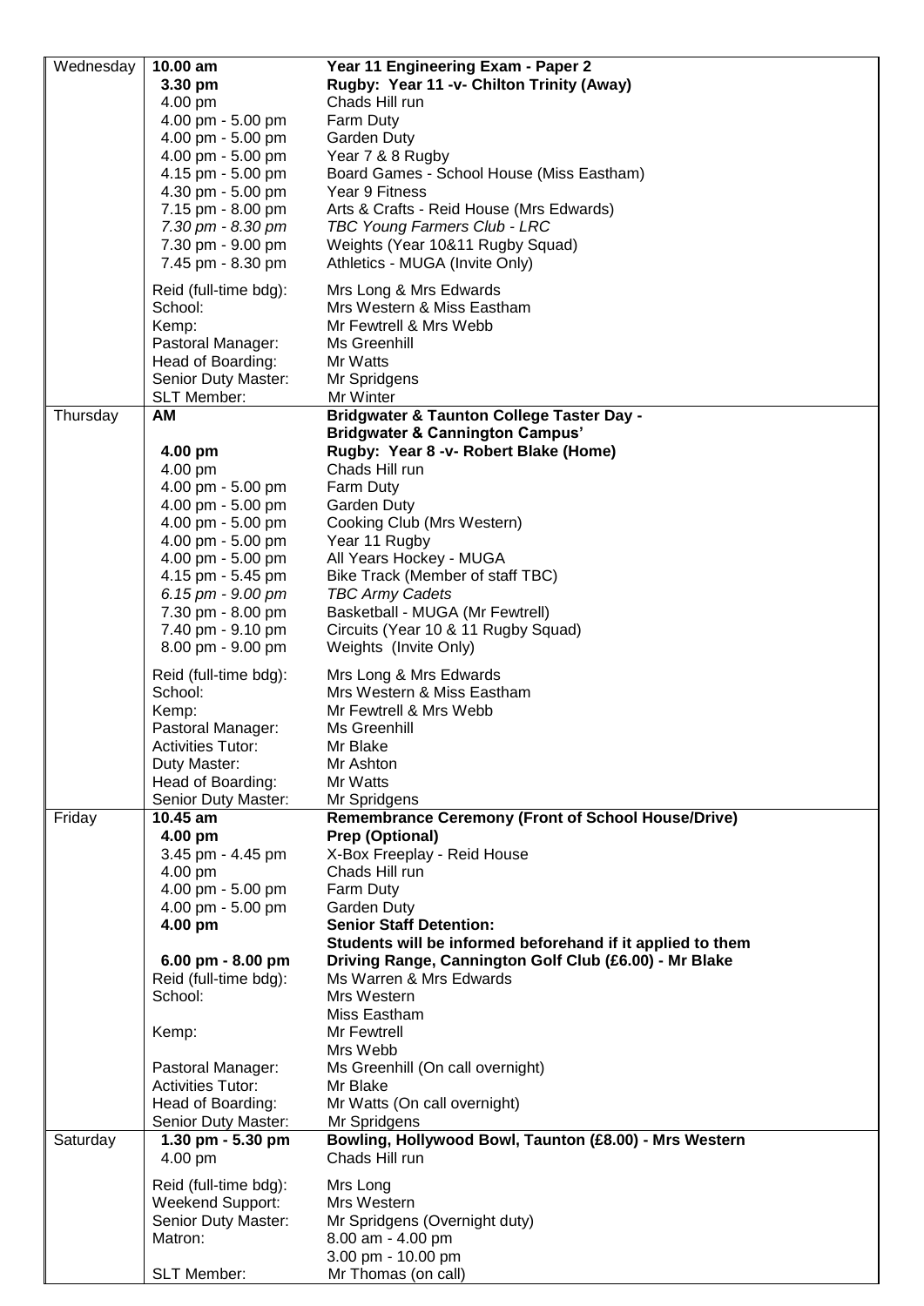| | | |
|---|---|---|
| Wednesday | **10.00 am** | **Year 11 Engineering Exam - Paper 2** |
| | **3.30 pm** | **Rugby: Year 11 -v- Chilton Trinity (Away)** |
| | 4.00 pm | Chads Hill run |
| | 4.00 pm - 5.00 pm | Farm Duty |
| | 4.00 pm - 5.00 pm | Garden Duty |
| | 4.00 pm - 5.00 pm | Year 7 & 8 Rugby |
| | 4.15 pm - 5.00 pm | Board Games - School House (Miss Eastham) |
| | 4.30 pm - 5.00 pm | Year 9 Fitness |
| | 7.15 pm - 8.00 pm | Arts & Crafts - Reid House (Mrs Edwards) |
| | *7.30 pm - 8.30 pm* | *TBC Young Farmers Club - LRC* |
| | 7.30 pm - 9.00 pm | Weights (Year 10&11 Rugby Squad) |
| | 7.45 pm - 8.30 pm | Athletics - MUGA (Invite Only) |
| | Reid (full-time bdg): | Mrs Long & Mrs Edwards |
| | School: | Mrs Western & Miss Eastham |
| | Kemp: | Mr Fewtrell & Mrs Webb |
| | Pastoral Manager: | Ms Greenhill |
| | Head of Boarding: | Mr Watts |
| | Senior Duty Master: | Mr Spridgens |
| | SLT Member: | Mr Winter |
| Thursday | **AM** | **Bridgwater & Taunton College Taster Day - Bridgwater & Cannington Campus'** |
| | **4.00 pm** | **Rugby: Year 8 -v- Robert Blake (Home)** |
| | 4.00 pm | Chads Hill run |
| | 4.00 pm - 5.00 pm | Farm Duty |
| | 4.00 pm - 5.00 pm | Garden Duty |
| | 4.00 pm - 5.00 pm | Cooking Club (Mrs Western) |
| | 4.00 pm - 5.00 pm | Year 11 Rugby |
| | 4.00 pm - 5.00 pm | All Years Hockey - MUGA |
| | 4.15 pm - 5.45 pm | Bike Track (Member of staff TBC) |
| | *6.15 pm - 9.00 pm* | *TBC Army Cadets* |
| | 7.30 pm - 8.00 pm | Basketball - MUGA (Mr Fewtrell) |
| | 7.40 pm - 9.10 pm | Circuits (Year 10 & 11 Rugby Squad) |
| | 8.00 pm - 9.00 pm | Weights (Invite Only) |
| | Reid (full-time bdg): | Mrs Long & Mrs Edwards |
| | School: | Mrs Western & Miss Eastham |
| | Kemp: | Mr Fewtrell & Mrs Webb |
| | Pastoral Manager: | Ms Greenhill |
| | Activities Tutor: | Mr Blake |
| | Duty Master: | Mr Ashton |
| | Head of Boarding: | Mr Watts |
| | Senior Duty Master: | Mr Spridgens |
| Friday | **10.45 am** | **Remembrance Ceremony (Front of School House/Drive)** |
| | **4.00 pm** | **Prep (Optional)** |
| | 3.45 pm - 4.45 pm | X-Box Freeplay - Reid House |
| | 4.00 pm | Chads Hill run |
| | 4.00 pm - 5.00 pm | Farm Duty |
| | 4.00 pm - 5.00 pm | Garden Duty |
| | **4.00 pm** | **Senior Staff Detention: Students will be informed beforehand if it applied to them** |
| | **6.00 pm - 8.00 pm** | **Driving Range, Cannington Golf Club (£6.00) - Mr Blake** |
| | Reid (full-time bdg): | Ms Warren & Mrs Edwards |
| | School: | Mrs Western<br>Miss Eastham |
| | Kemp: | Mr Fewtrell<br>Mrs Webb |
| | Pastoral Manager: | Ms Greenhill (On call overnight) |
| | Activities Tutor: | Mr Blake |
| | Head of Boarding: | Mr Watts (On call overnight) |
| | Senior Duty Master: | Mr Spridgens |
| Saturday | **1.30 pm - 5.30 pm** | **Bowling, Hollywood Bowl, Taunton (£8.00) - Mrs Western** |
| | 4.00 pm | Chads Hill run |
| | Reid (full-time bdg): | Mrs Long |
| | Weekend Support: | Mrs Western |
| | Senior Duty Master: | Mr Spridgens (Overnight duty) |
| | Matron: | 8.00 am - 4.00 pm<br>3.00 pm - 10.00 pm |
| | SLT Member: | Mr Thomas (on call) |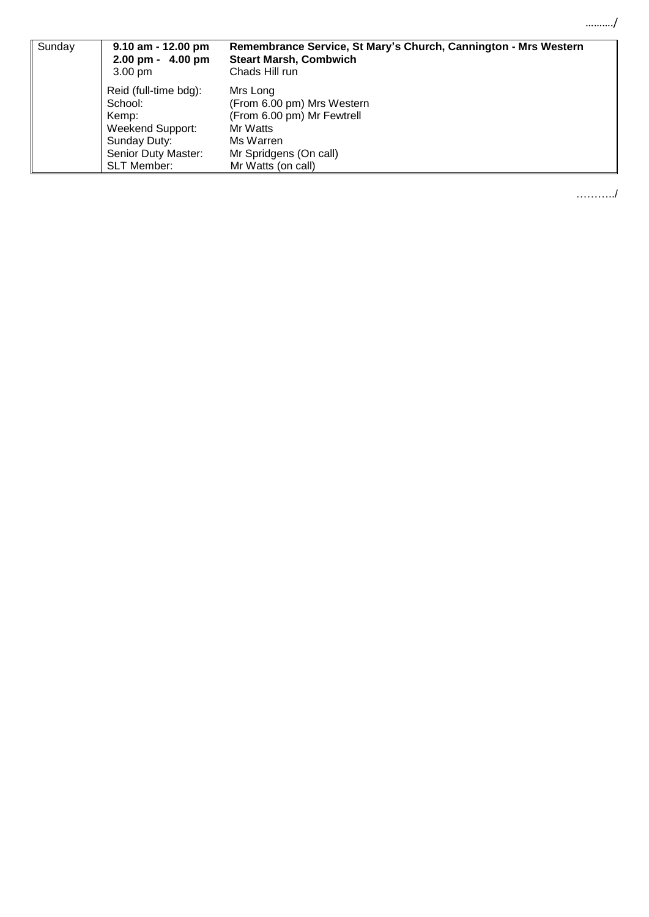………./

| Sunday | **9.10 am - 12.00 pm** | **Remembrance Service, St Mary's Church, Cannington - Mrs Western** |
| --- | --- | --- |
| | **2.00 pm - 4.00 pm** | **Steart Marsh, Combwich** |
| | 3.00 pm | Chads Hill run |
| | Reid (full-time bdg): | Mrs Long |
| | School: | (From 6.00 pm) Mrs Western |
| | Kemp: | (From 6.00 pm) Mr Fewtrell |
| | Weekend Support: | Mr Watts |
| | Sunday Duty: | Ms Warren |
| | Senior Duty Master: | Mr Spridgens (On call) |
| | SLT Member: | Mr Watts (on call) |

………../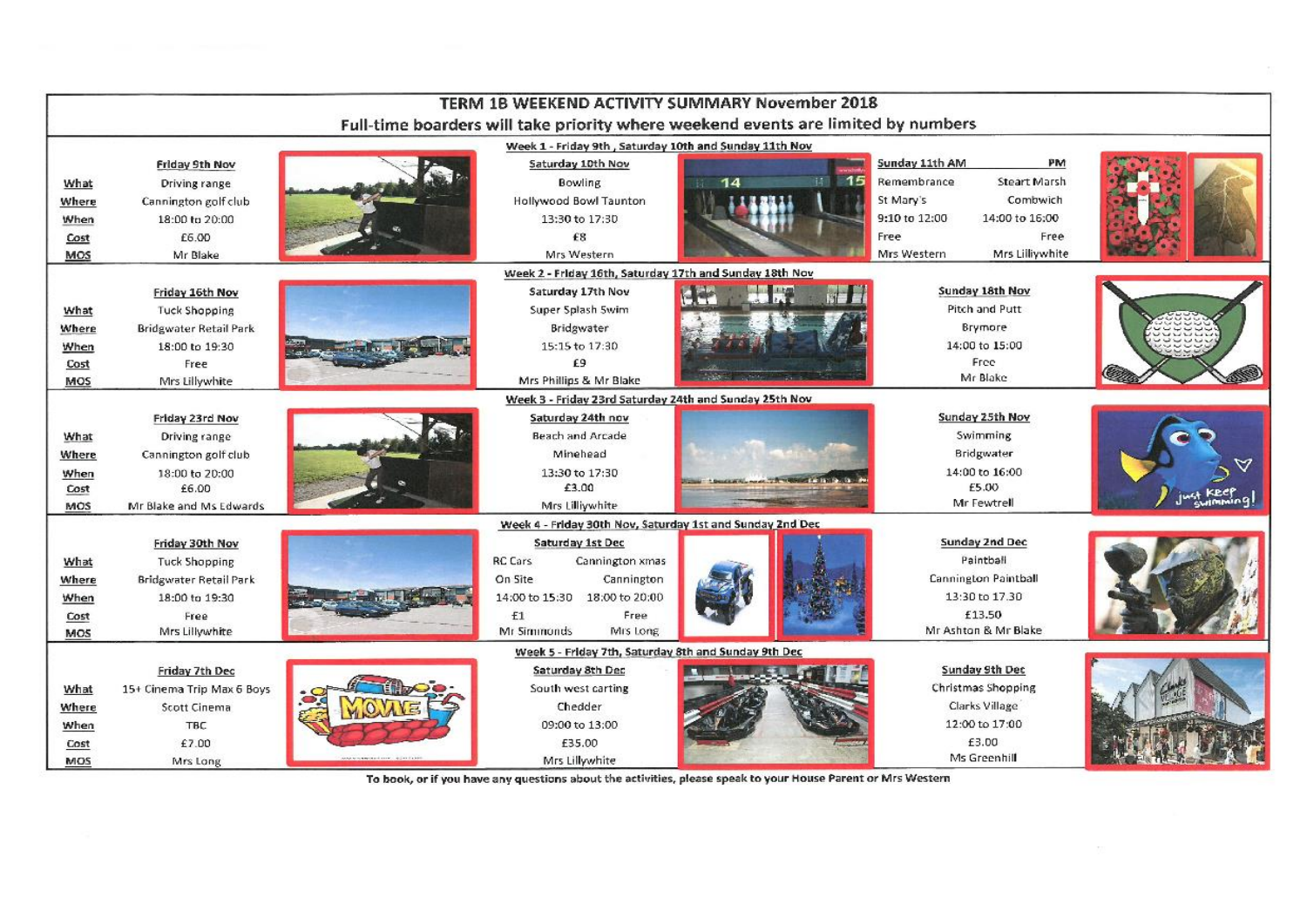# TERM 1B WEEKEND ACTIVITY SUMMARY November 2018

**Full-time boarders will take priority where weekend events are limited by numbers**

## Week 1 - Friday 9th, Saturday 10th and Sunday 11th Nov

| | Friday 9th Nov | Saturday 10th Nov | Sunday 11th AM | PM |
|---|---|---|---|---|
| **What** | Driving range | Bowling | Remembrance | Steart Marsh |
| **Where** | Cannington golf club | Hollywood Bowl Taunton | St Mary's | Combwich |
| **When** | 18:00 to 20:00 | 13:30 to 17:30 | 9:10 to 12:00 | 14:00 to 16:00 |
| **Cost** | £6.00 | £8 | Free | Free |
| **MOS** | Mr Blake | Mrs Western | Mrs Western | Mrs Lilliywhite |

## Week 2 - Friday 16th, Saturday 17th and Sunday 18th Nov

| | Friday 16th Nov | Saturday 17th Nov | Sunday 18th Nov |
|---|---|---|---|
| **What** | Tuck Shopping | Super Splash Swim | Pitch and Putt |
| **Where** | Bridgwater Retail Park | Bridgwater | Brymore |
| **When** | 18:00 to 19:30 | 15:15 to 17:30 | 14:00 to 15:00 |
| **Cost** | Free | £9 | Free |
| **MOS** | Mrs Lillywhite | Mrs Phillips & Mr Blake | Mr Blake |

## Week 3 - Friday 23rd Saturday 24th and Sunday 25th Nov

| | Friday 23rd Nov | Saturday 24th nov | Sunday 25th Nov |
|---|---|---|---|
| **What** | Driving range | Beach and Arcade | Swimming |
| **Where** | Cannington golf club | Minehead | Bridgwater |
| **When** | 18:00 to 20:00 | 13:30 to 17:30 | 14:00 to 16:00 |
| **Cost** | £6.00 | £3.00 | £5.00 |
| **MOS** | Mr Blake and Ms Edwards | Mrs Lilliywhite | Mr Fewtrell |

## Week 4 - Friday 30th Nov, Saturday 1st and Sunday 2nd Dec

| | Friday 30th Nov | Saturday 1st Dec | | Sunday 2nd Dec |
|---|---|---|---|---|
| **What** | Tuck Shopping | RC Cars | Cannington xmas | Paintball |
| **Where** | Bridgwater Retail Park | On Site | Cannington | Cannington Paintball |
| **When** | 18:00 to 19:30 | 14:00 to 15:30 | 18:00 to 20:00 | 13:30 to 17.30 |
| **Cost** | Free | £1 | Free | £13.50 |
| **MOS** | Mrs Lillywhite | Mr Simmonds | Mrs Long | Mr Ashton & Mr Blake |

## Week 5 - Friday 7th, Saturday 8th and Sunday 9th Dec

| | Friday 7th Dec | Saturday 8th Dec | Sunday 9th Dec |
|---|---|---|---|
| **What** | 15+ Cinema Trip Max 6 Boys | South west carting | Christmas Shopping |
| **Where** | Scott Cinema | Chedder | Clarks Village |
| **When** | TBC | 09:00 to 13:00 | 12:00 to 17:00 |
| **Cost** | £7.00 | £35.00 | £3.00 |
| **MOS** | Mrs Long | Mrs Lillywhite | Ms Greenhill |

**To book, or if you have any questions about the activities, please speak to your House Parent or Mrs Western**